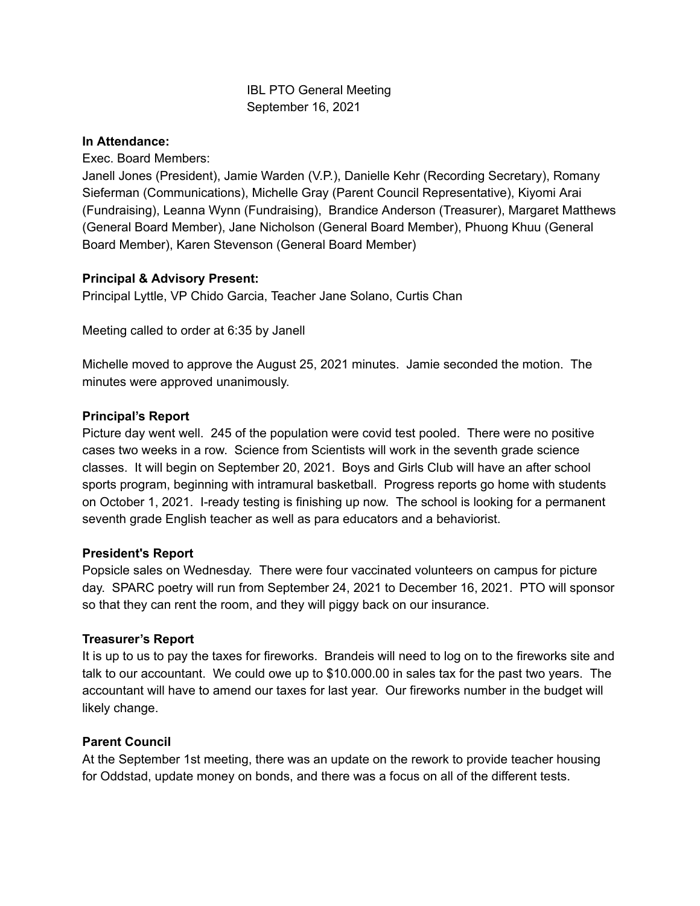IBL PTO General Meeting
September 16, 2021

**In Attendance:**

Exec. Board Members:

Janell Jones (President), Jamie Warden (V.P.), Danielle Kehr (Recording Secretary), Romany Sieferman (Communications), Michelle Gray (Parent Council Representative), Kiyomi Arai (Fundraising), Leanna Wynn (Fundraising), Brandice Anderson (Treasurer), Margaret Matthews (General Board Member), Jane Nicholson (General Board Member), Phuong Khuu (General Board Member), Karen Stevenson (General Board Member)

**Principal & Advisory Present:**

Principal Lyttle, VP Chido Garcia, Teacher Jane Solano, Curtis Chan

Meeting called to order at 6:35 by Janell

Michelle moved to approve the August 25, 2021 minutes. Jamie seconded the motion. The minutes were approved unanimously.

**Principal's Report**

Picture day went well. 245 of the population were covid test pooled. There were no positive cases two weeks in a row. Science from Scientists will work in the seventh grade science classes. It will begin on September 20, 2021. Boys and Girls Club will have an after school sports program, beginning with intramural basketball. Progress reports go home with students on October 1, 2021. I-ready testing is finishing up now. The school is looking for a permanent seventh grade English teacher as well as para educators and a behaviorist.

**President's Report**

Popsicle sales on Wednesday. There were four vaccinated volunteers on campus for picture day. SPARC poetry will run from September 24, 2021 to December 16, 2021. PTO will sponsor so that they can rent the room, and they will piggy back on our insurance.

**Treasurer's Report**

It is up to us to pay the taxes for fireworks. Brandeis will need to log on to the fireworks site and talk to our accountant. We could owe up to $10.000.00 in sales tax for the past two years. The accountant will have to amend our taxes for last year. Our fireworks number in the budget will likely change.

**Parent Council**

At the September 1st meeting, there was an update on the rework to provide teacher housing for Oddstad, update money on bonds, and there was a focus on all of the different tests.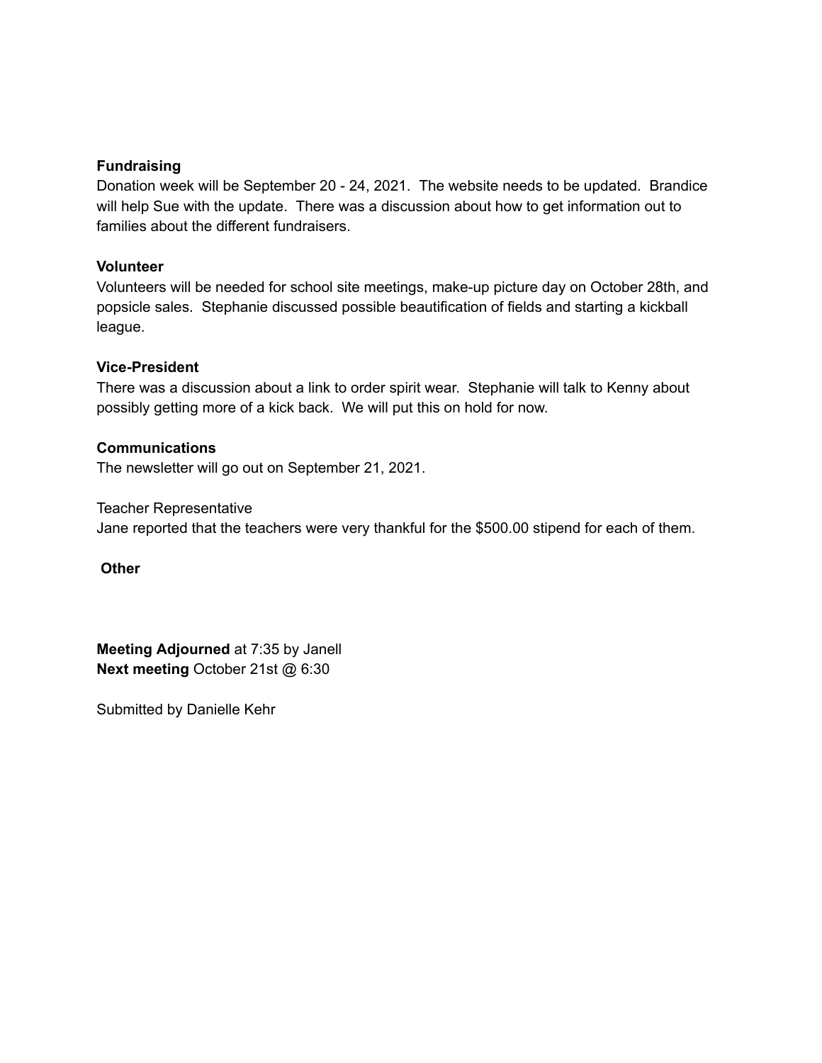**Fundraising**
Donation week will be September 20 - 24, 2021. The website needs to be updated. Brandice will help Sue with the update. There was a discussion about how to get information out to families about the different fundraisers.

**Volunteer**
Volunteers will be needed for school site meetings, make-up picture day on October 28th, and popsicle sales. Stephanie discussed possible beautification of fields and starting a kickball league.

**Vice-President**
There was a discussion about a link to order spirit wear. Stephanie will talk to Kenny about possibly getting more of a kick back. We will put this on hold for now.

**Communications**
The newsletter will go out on September 21, 2021.

Teacher Representative
Jane reported that the teachers were very thankful for the $500.00 stipend for each of them.

**Other**

**Meeting Adjourned** at 7:35 by Janell
**Next meeting** October 21st @ 6:30

Submitted by Danielle Kehr